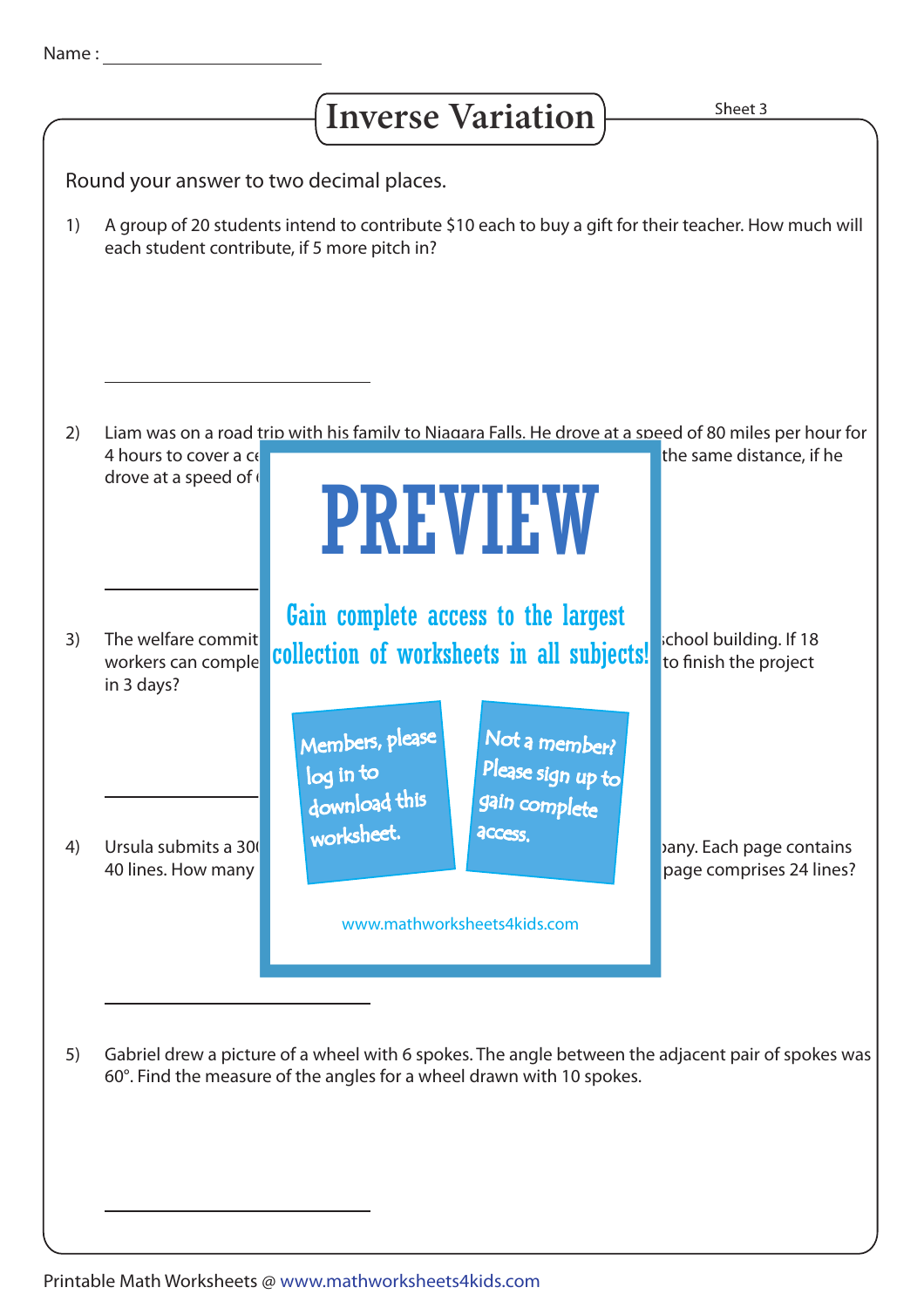Name :

# Inverse Variation

Sheet 3

Round your answer to two decimal places.

1) A group of 20 students intend to contribute $10 each to buy a gift for their teacher. How much will each student contribute, if 5 more pitch in?

2) Liam was on a road trip with his family to Niagara Falls. He drove at a speed of 80 miles per hour for 4 hours to cover a ce the same distance, if he drove at a speed of

3) The welfare commit school building. If 18 workers can comple to finish the project in 3 days?

4) Ursula submits a 30 pany. Each page contains 40 lines. How many page comprises 24 lines?

5) Gabriel drew a picture of a wheel with 6 spokes. The angle between the adjacent pair of spokes was 60°. Find the measure of the angles for a wheel drawn with 10 spokes.

PREVIEW

Gain complete access to the largest collection of worksheets in all subjects!

Members, please log in to download this worksheet.

Not a member? Please sign up to gain complete access.

www.mathworksheets4kids.com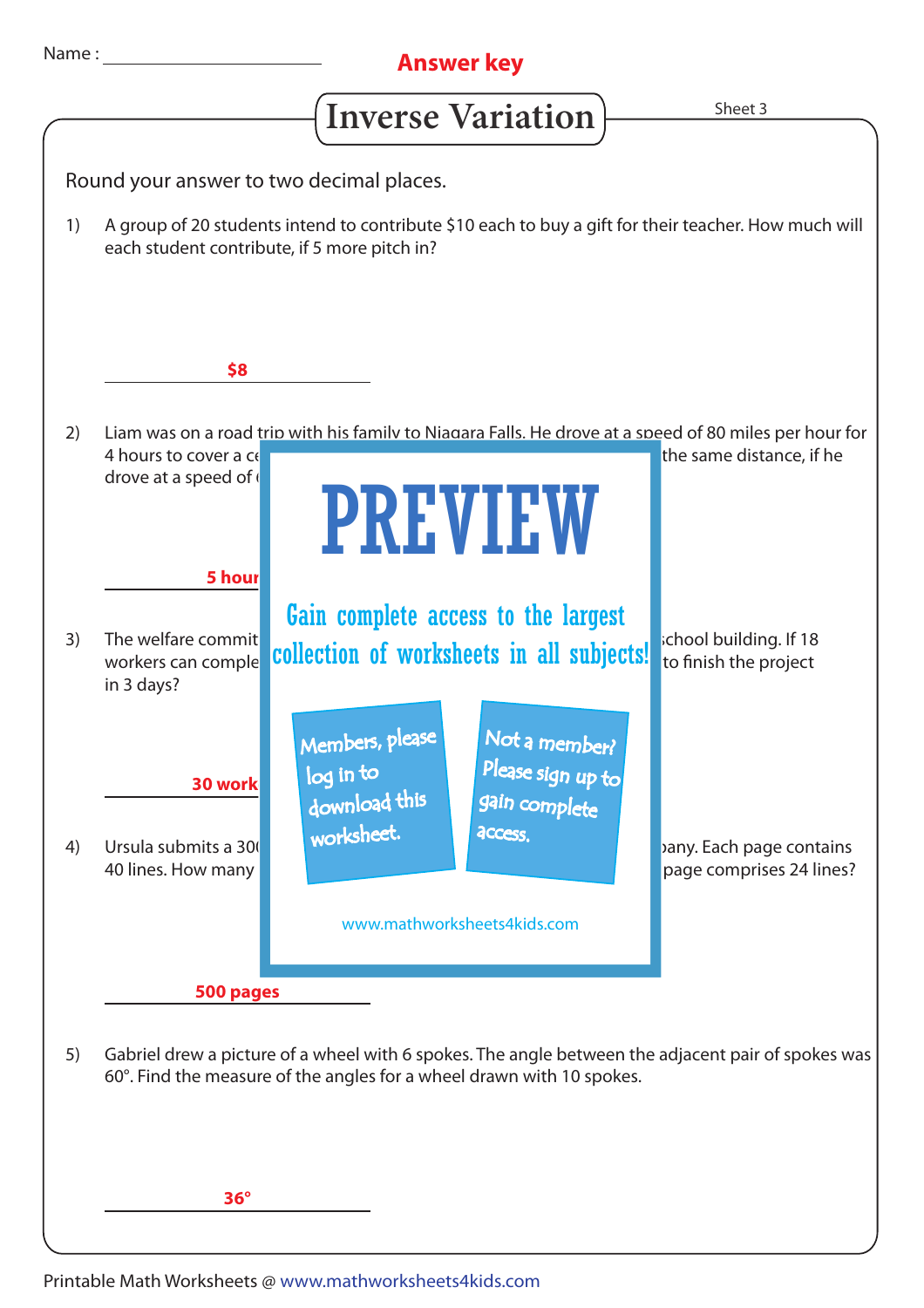Name : ____________________

**Answer key**

# Inverse Variation

Sheet 3

Round your answer to two decimal places.

1) A group of 20 students intend to contribute $10 each to buy a gift for their teacher. How much will each student contribute, if 5 more pitch in?

**$8**

2) Liam was on a road trip with his family to Niagara Falls. He drove at a speed of 80 miles per hour for 4 hours to cover a ce... the same distance, if he drove at a speed of ...

**5 hour...**

3) The welfare commit... school building. If 18 workers can comple... to finish the project in 3 days?

**30 work...**

4) Ursula submits a 30... pany. Each page contains 40 lines. How many ... page comprises 24 lines?

**500 pages**

5) Gabriel drew a picture of a wheel with 6 spokes. The angle between the adjacent pair of spokes was 60°. Find the measure of the angles for a wheel drawn with 10 spokes.

**36°**

PREVIEW

Gain complete access to the largest collection of worksheets in all subjects!

Members, please log in to download this worksheet.

Not a member? Please sign up to gain complete access.

www.mathworksheets4kids.com